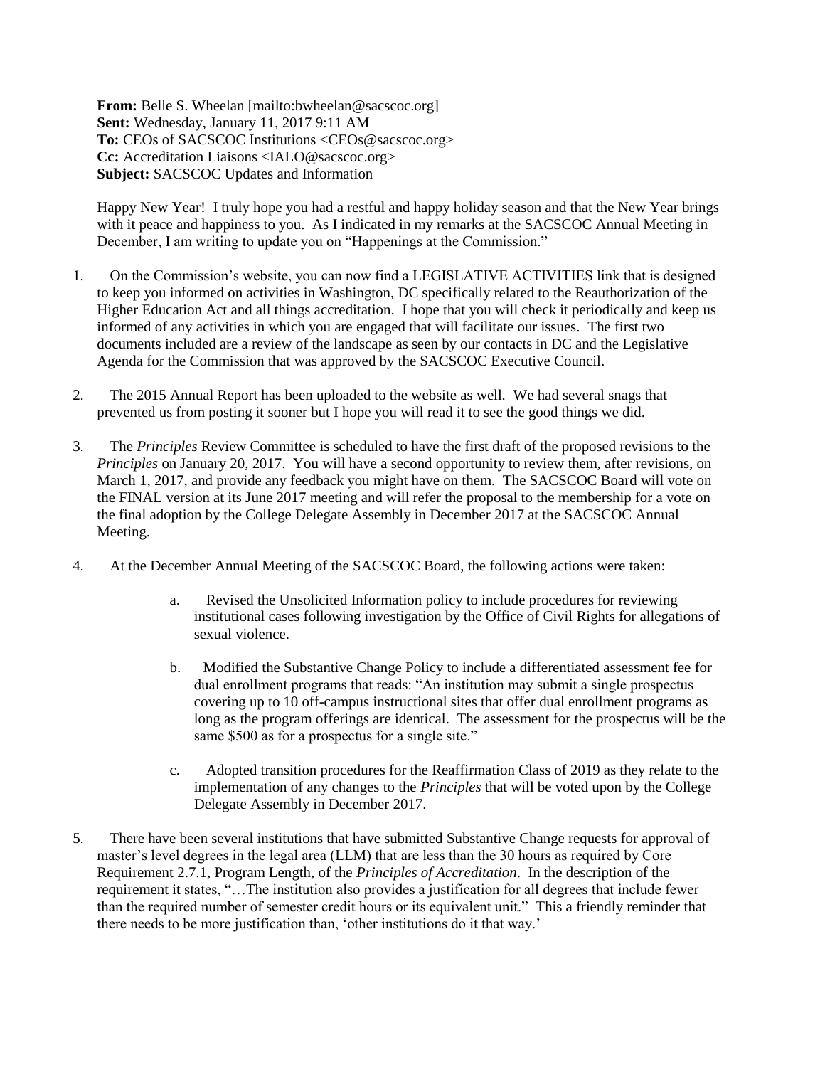**From:** Belle S. Wheelan [mailto:bwheelan@sacscoc.org]
**Sent:** Wednesday, January 11, 2017 9:11 AM
**To:** CEOs of SACSCOC Institutions <CEOs@sacscoc.org>
**Cc:** Accreditation Liaisons <IALO@sacscoc.org>
**Subject:** SACSCOC Updates and Information

Happy New Year! I truly hope you had a restful and happy holiday season and that the New Year brings with it peace and happiness to you. As I indicated in my remarks at the SACSCOC Annual Meeting in December, I am writing to update you on "Happenings at the Commission."

1. On the Commission's website, you can now find a LEGISLATIVE ACTIVITIES link that is designed to keep you informed on activities in Washington, DC specifically related to the Reauthorization of the Higher Education Act and all things accreditation. I hope that you will check it periodically and keep us informed of any activities in which you are engaged that will facilitate our issues. The first two documents included are a review of the landscape as seen by our contacts in DC and the Legislative Agenda for the Commission that was approved by the SACSCOC Executive Council.

2. The 2015 Annual Report has been uploaded to the website as well. We had several snags that prevented us from posting it sooner but I hope you will read it to see the good things we did.

3. The *Principles* Review Committee is scheduled to have the first draft of the proposed revisions to the *Principles* on January 20, 2017. You will have a second opportunity to review them, after revisions, on March 1, 2017, and provide any feedback you might have on them. The SACSCOC Board will vote on the FINAL version at its June 2017 meeting and will refer the proposal to the membership for a vote on the final adoption by the College Delegate Assembly in December 2017 at the SACSCOC Annual Meeting.

4. At the December Annual Meeting of the SACSCOC Board, the following actions were taken:

   a. Revised the Unsolicited Information policy to include procedures for reviewing institutional cases following investigation by the Office of Civil Rights for allegations of sexual violence.

   b. Modified the Substantive Change Policy to include a differentiated assessment fee for dual enrollment programs that reads: "An institution may submit a single prospectus covering up to 10 off-campus instructional sites that offer dual enrollment programs as long as the program offerings are identical. The assessment for the prospectus will be the same $500 as for a prospectus for a single site."

   c. Adopted transition procedures for the Reaffirmation Class of 2019 as they relate to the implementation of any changes to the *Principles* that will be voted upon by the College Delegate Assembly in December 2017.

5. There have been several institutions that have submitted Substantive Change requests for approval of master's level degrees in the legal area (LLM) that are less than the 30 hours as required by Core Requirement 2.7.1, Program Length, of the *Principles of Accreditation*. In the description of the requirement it states, "…The institution also provides a justification for all degrees that include fewer than the required number of semester credit hours or its equivalent unit." This a friendly reminder that there needs to be more justification than, 'other institutions do it that way.'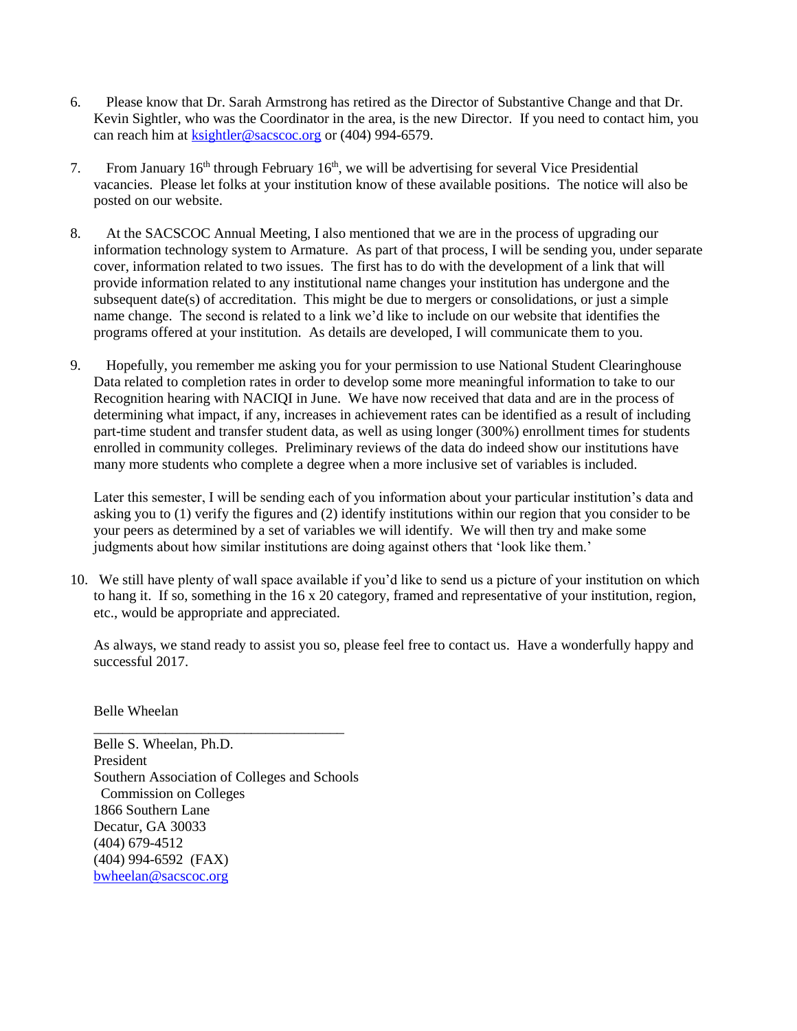6. Please know that Dr. Sarah Armstrong has retired as the Director of Substantive Change and that Dr. Kevin Sightler, who was the Coordinator in the area, is the new Director. If you need to contact him, you can reach him at ksightler@sacscoc.org or (404) 994-6579.

7. From January 16th through February 16th, we will be advertising for several Vice Presidential vacancies. Please let folks at your institution know of these available positions. The notice will also be posted on our website.

8. At the SACSCOC Annual Meeting, I also mentioned that we are in the process of upgrading our information technology system to Armature. As part of that process, I will be sending you, under separate cover, information related to two issues. The first has to do with the development of a link that will provide information related to any institutional name changes your institution has undergone and the subsequent date(s) of accreditation. This might be due to mergers or consolidations, or just a simple name change. The second is related to a link we'd like to include on our website that identifies the programs offered at your institution. As details are developed, I will communicate them to you.

9. Hopefully, you remember me asking you for your permission to use National Student Clearinghouse Data related to completion rates in order to develop some more meaningful information to take to our Recognition hearing with NACIQI in June. We have now received that data and are in the process of determining what impact, if any, increases in achievement rates can be identified as a result of including part-time student and transfer student data, as well as using longer (300%) enrollment times for students enrolled in community colleges. Preliminary reviews of the data do indeed show our institutions have many more students who complete a degree when a more inclusive set of variables is included.

   Later this semester, I will be sending each of you information about your particular institution's data and asking you to (1) verify the figures and (2) identify institutions within our region that you consider to be your peers as determined by a set of variables we will identify. We will then try and make some judgments about how similar institutions are doing against others that 'look like them.'

10. We still have plenty of wall space available if you'd like to send us a picture of your institution on which to hang it. If so, something in the 16 x 20 category, framed and representative of your institution, region, etc., would be appropriate and appreciated.

As always, we stand ready to assist you so, please feel free to contact us. Have a wonderfully happy and successful 2017.

Belle Wheelan

\_\_\_\_\_\_\_\_\_\_\_\_\_\_\_\_\_\_\_\_\_\_\_\_\_\_\_\_\_\_\_\_\_\_\_\_

Belle S. Wheelan, Ph.D.
President
Southern Association of Colleges and Schools
Commission on Colleges
1866 Southern Lane
Decatur, GA 30033
(404) 679-4512
(404) 994-6592 (FAX)
bwheelan@sacscoc.org